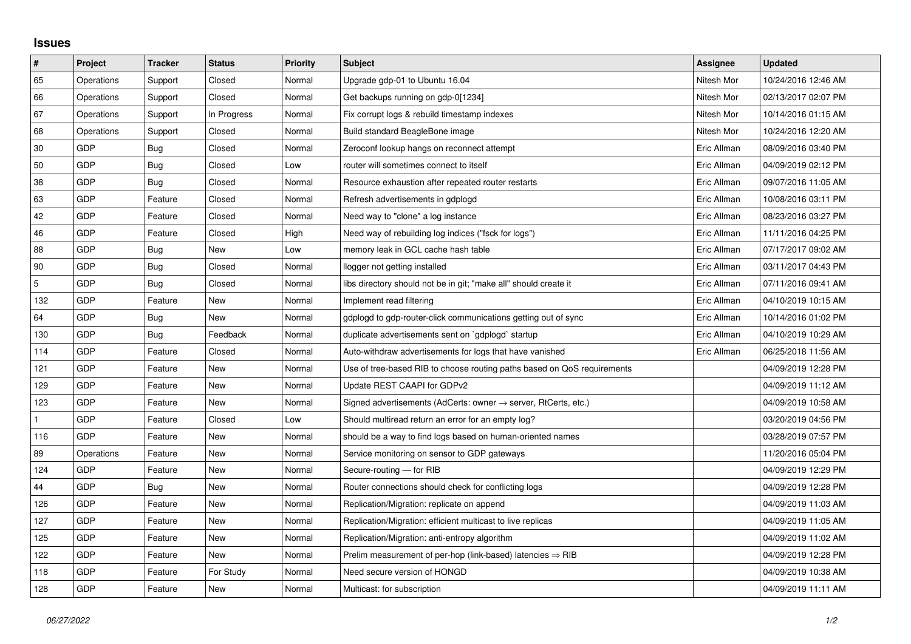## Issues

| # | Project | Tracker | Status | Priority | Subject | Assignee | Updated |
|---|---|---|---|---|---|---|---|
| 65 | Operations | Support | Closed | Normal | Upgrade gdp-01 to Ubuntu 16.04 | Nitesh Mor | 10/24/2016 12:46 AM |
| 66 | Operations | Support | Closed | Normal | Get backups running on gdp-0[1234] | Nitesh Mor | 02/13/2017 02:07 PM |
| 67 | Operations | Support | In Progress | Normal | Fix corrupt logs & rebuild timestamp indexes | Nitesh Mor | 10/14/2016 01:15 AM |
| 68 | Operations | Support | Closed | Normal | Build standard BeagleBone image | Nitesh Mor | 10/24/2016 12:20 AM |
| 30 | GDP | Bug | Closed | Normal | Zeroconf lookup hangs on reconnect attempt | Eric Allman | 08/09/2016 03:40 PM |
| 50 | GDP | Bug | Closed | Low | router will sometimes connect to itself | Eric Allman | 04/09/2019 02:12 PM |
| 38 | GDP | Bug | Closed | Normal | Resource exhaustion after repeated router restarts | Eric Allman | 09/07/2016 11:05 AM |
| 63 | GDP | Feature | Closed | Normal | Refresh advertisements in gdplogd | Eric Allman | 10/08/2016 03:11 PM |
| 42 | GDP | Feature | Closed | Normal | Need way to "clone" a log instance | Eric Allman | 08/23/2016 03:27 PM |
| 46 | GDP | Feature | Closed | High | Need way of rebuilding log indices ("fsck for logs") | Eric Allman | 11/11/2016 04:25 PM |
| 88 | GDP | Bug | New | Low | memory leak in GCL cache hash table | Eric Allman | 07/17/2017 09:02 AM |
| 90 | GDP | Bug | Closed | Normal | llogger not getting installed | Eric Allman | 03/11/2017 04:43 PM |
| 5 | GDP | Bug | Closed | Normal | libs directory should not be in git; "make all" should create it | Eric Allman | 07/11/2016 09:41 AM |
| 132 | GDP | Feature | New | Normal | Implement read filtering | Eric Allman | 04/10/2019 10:15 AM |
| 64 | GDP | Bug | New | Normal | gdplogd to gdp-router-click communications getting out of sync | Eric Allman | 10/14/2016 01:02 PM |
| 130 | GDP | Bug | Feedback | Normal | duplicate advertisements sent on `gdplogd` startup | Eric Allman | 04/10/2019 10:29 AM |
| 114 | GDP | Feature | Closed | Normal | Auto-withdraw advertisements for logs that have vanished | Eric Allman | 06/25/2018 11:56 AM |
| 121 | GDP | Feature | New | Normal | Use of tree-based RIB to choose routing paths based on QoS requirements | | 04/09/2019 12:28 PM |
| 129 | GDP | Feature | New | Normal | Update REST CAAPI for GDPv2 | | 04/09/2019 11:12 AM |
| 123 | GDP | Feature | New | Normal | Signed advertisements (AdCerts: owner → server, RtCerts, etc.) | | 04/09/2019 10:58 AM |
| 1 | GDP | Feature | Closed | Low | Should multiread return an error for an empty log? | | 03/20/2019 04:56 PM |
| 116 | GDP | Feature | New | Normal | should be a way to find logs based on human-oriented names | | 03/28/2019 07:57 PM |
| 89 | Operations | Feature | New | Normal | Service monitoring on sensor to GDP gateways | | 11/20/2016 05:04 PM |
| 124 | GDP | Feature | New | Normal | Secure-routing — for RIB | | 04/09/2019 12:29 PM |
| 44 | GDP | Bug | New | Normal | Router connections should check for conflicting logs | | 04/09/2019 12:28 PM |
| 126 | GDP | Feature | New | Normal | Replication/Migration: replicate on append | | 04/09/2019 11:03 AM |
| 127 | GDP | Feature | New | Normal | Replication/Migration: efficient multicast to live replicas | | 04/09/2019 11:05 AM |
| 125 | GDP | Feature | New | Normal | Replication/Migration: anti-entropy algorithm | | 04/09/2019 11:02 AM |
| 122 | GDP | Feature | New | Normal | Prelim measurement of per-hop (link-based) latencies ⇒ RIB | | 04/09/2019 12:28 PM |
| 118 | GDP | Feature | For Study | Normal | Need secure version of HONGD | | 04/09/2019 10:38 AM |
| 128 | GDP | Feature | New | Normal | Multicast: for subscription | | 04/09/2019 11:11 AM |

*06/27/2022*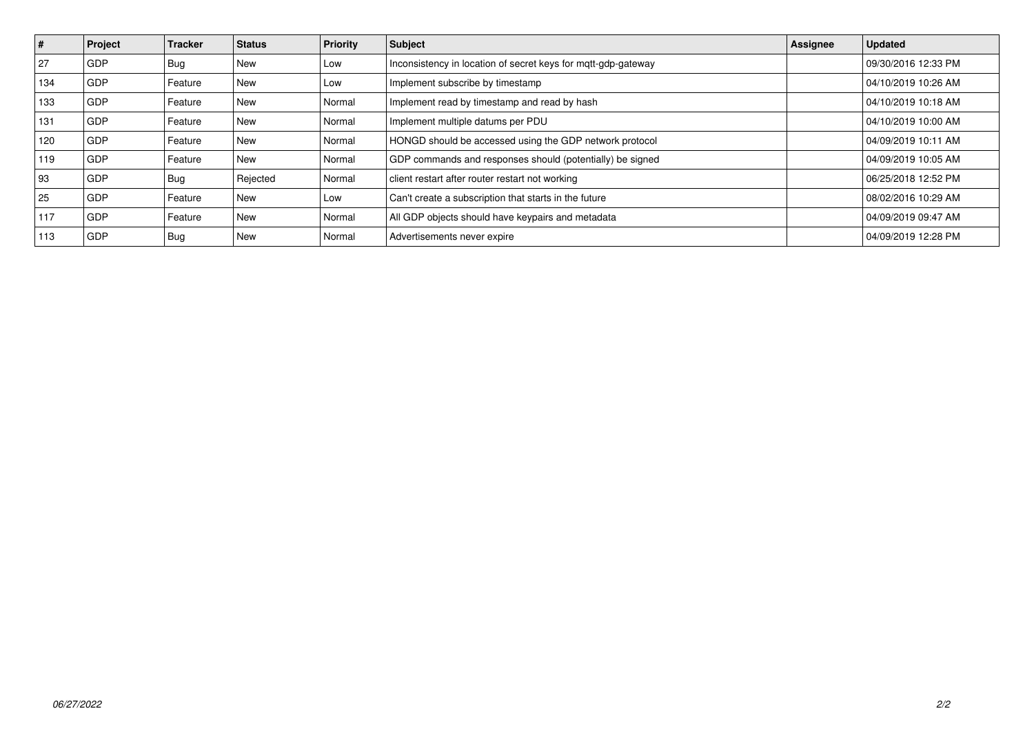| # | Project | Tracker | Status | Priority | Subject | Assignee | Updated |
|---|---|---|---|---|---|---|---|
| 27 | GDP | Bug | New | Low | Inconsistency in location of secret keys for mqtt-gdp-gateway | | 09/30/2016 12:33 PM |
| 134 | GDP | Feature | New | Low | Implement subscribe by timestamp | | 04/10/2019 10:26 AM |
| 133 | GDP | Feature | New | Normal | Implement read by timestamp and read by hash | | 04/10/2019 10:18 AM |
| 131 | GDP | Feature | New | Normal | Implement multiple datums per PDU | | 04/10/2019 10:00 AM |
| 120 | GDP | Feature | New | Normal | HONGD should be accessed using the GDP network protocol | | 04/09/2019 10:11 AM |
| 119 | GDP | Feature | New | Normal | GDP commands and responses should (potentially) be signed | | 04/09/2019 10:05 AM |
| 93 | GDP | Bug | Rejected | Normal | client restart after router restart not working | | 06/25/2018 12:52 PM |
| 25 | GDP | Feature | New | Low | Can't create a subscription that starts in the future | | 08/02/2016 10:29 AM |
| 117 | GDP | Feature | New | Normal | All GDP objects should have keypairs and metadata | | 04/09/2019 09:47 AM |
| 113 | GDP | Bug | New | Normal | Advertisements never expire | | 04/09/2019 12:28 PM |